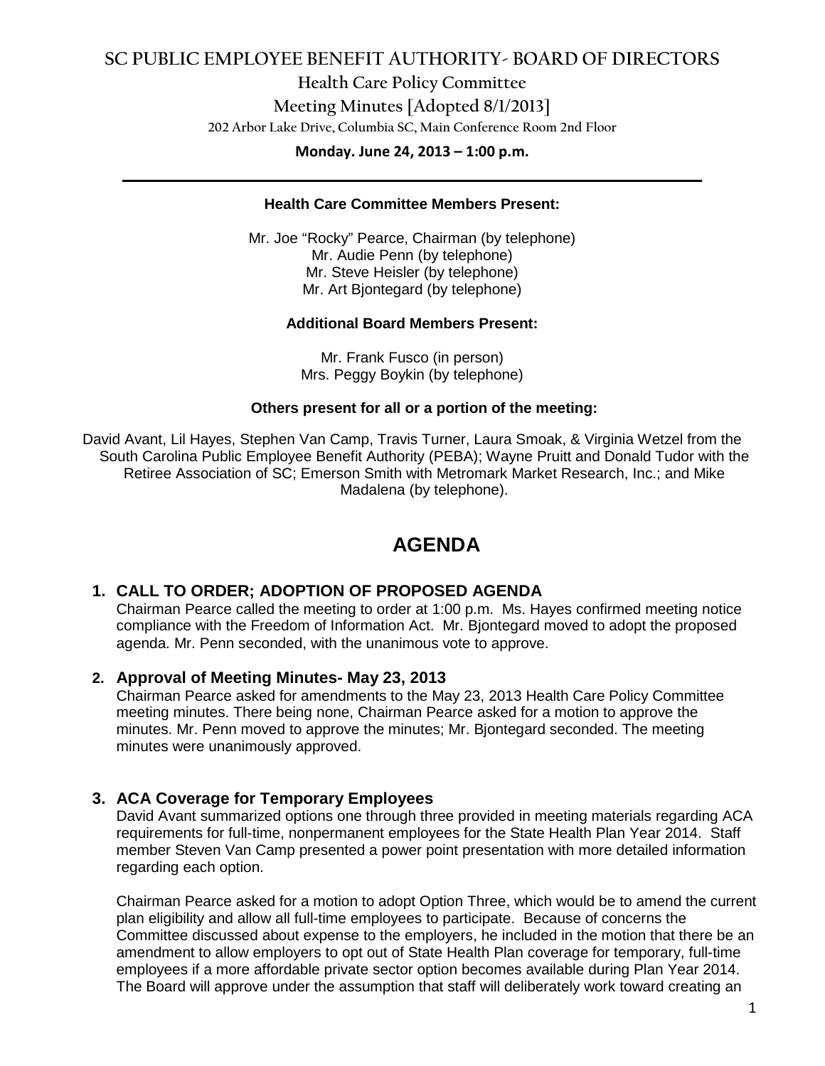# SC PUBLIC EMPLOYEE BENEFIT AUTHORITY- BOARD OF DIRECTORS

## Health Care Policy Committee

## Meeting Minutes [Adopted 8/1/2013]

202 Arbor Lake Drive, Columbia SC, Main Conference Room 2nd Floor

**Monday. June 24, 2013 – 1:00 p.m.**

---

**Health Care Committee Members Present:**

Mr. Joe "Rocky" Pearce, Chairman (by telephone)
Mr. Audie Penn (by telephone)
Mr. Steve Heisler (by telephone)
Mr. Art Bjontegard (by telephone)

**Additional Board Members Present:**

Mr. Frank Fusco (in person)
Mrs. Peggy Boykin (by telephone)

**Others present for all or a portion of the meeting:**

David Avant, Lil Hayes, Stephen Van Camp, Travis Turner, Laura Smoak, & Virginia Wetzel from the South Carolina Public Employee Benefit Authority (PEBA); Wayne Pruitt and Donald Tudor with the Retiree Association of SC; Emerson Smith with Metromark Market Research, Inc.; and Mike Madalena (by telephone).

# AGENDA

### 1. CALL TO ORDER; ADOPTION OF PROPOSED AGENDA

Chairman Pearce called the meeting to order at 1:00 p.m. Ms. Hayes confirmed meeting notice compliance with the Freedom of Information Act. Mr. Bjontegard moved to adopt the proposed agenda. Mr. Penn seconded, with the unanimous vote to approve.

### 2. Approval of Meeting Minutes- May 23, 2013

Chairman Pearce asked for amendments to the May 23, 2013 Health Care Policy Committee meeting minutes. There being none, Chairman Pearce asked for a motion to approve the minutes. Mr. Penn moved to approve the minutes; Mr. Bjontegard seconded. The meeting minutes were unanimously approved.

### 3. ACA Coverage for Temporary Employees

David Avant summarized options one through three provided in meeting materials regarding ACA requirements for full-time, nonpermanent employees for the State Health Plan Year 2014. Staff member Steven Van Camp presented a power point presentation with more detailed information regarding each option.

Chairman Pearce asked for a motion to adopt Option Three, which would be to amend the current plan eligibility and allow all full-time employees to participate. Because of concerns the Committee discussed about expense to the employers, he included in the motion that there be an amendment to allow employers to opt out of State Health Plan coverage for temporary, full-time employees if a more affordable private sector option becomes available during Plan Year 2014. The Board will approve under the assumption that staff will deliberately work toward creating an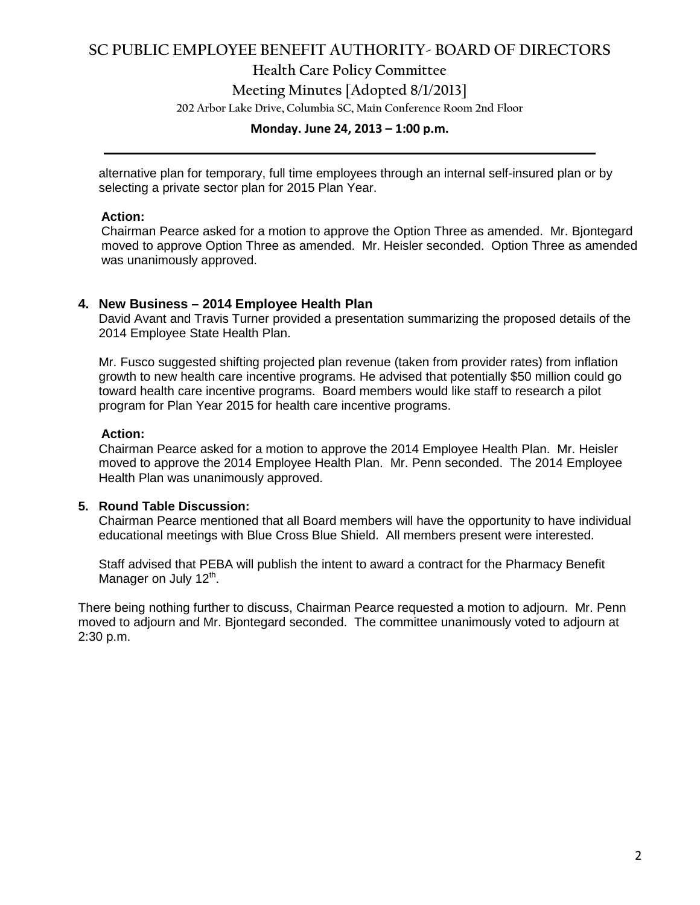alternative plan for temporary, full time employees through an internal self-insured plan or by selecting a private sector plan for 2015 Plan Year.

**Action:**
Chairman Pearce asked for a motion to approve the Option Three as amended. Mr. Bjontegard moved to approve Option Three as amended. Mr. Heisler seconded. Option Three as amended was unanimously approved.

**4. New Business – 2014 Employee Health Plan**

David Avant and Travis Turner provided a presentation summarizing the proposed details of the 2014 Employee State Health Plan.

Mr. Fusco suggested shifting projected plan revenue (taken from provider rates) from inflation growth to new health care incentive programs. He advised that potentially $50 million could go toward health care incentive programs. Board members would like staff to research a pilot program for Plan Year 2015 for health care incentive programs.

**Action:**
Chairman Pearce asked for a motion to approve the 2014 Employee Health Plan. Mr. Heisler moved to approve the 2014 Employee Health Plan. Mr. Penn seconded. The 2014 Employee Health Plan was unanimously approved.

**5. Round Table Discussion:**

Chairman Pearce mentioned that all Board members will have the opportunity to have individual educational meetings with Blue Cross Blue Shield. All members present were interested.

Staff advised that PEBA will publish the intent to award a contract for the Pharmacy Benefit Manager on July 12th.

There being nothing further to discuss, Chairman Pearce requested a motion to adjourn. Mr. Penn moved to adjourn and Mr. Bjontegard seconded. The committee unanimously voted to adjourn at 2:30 p.m.